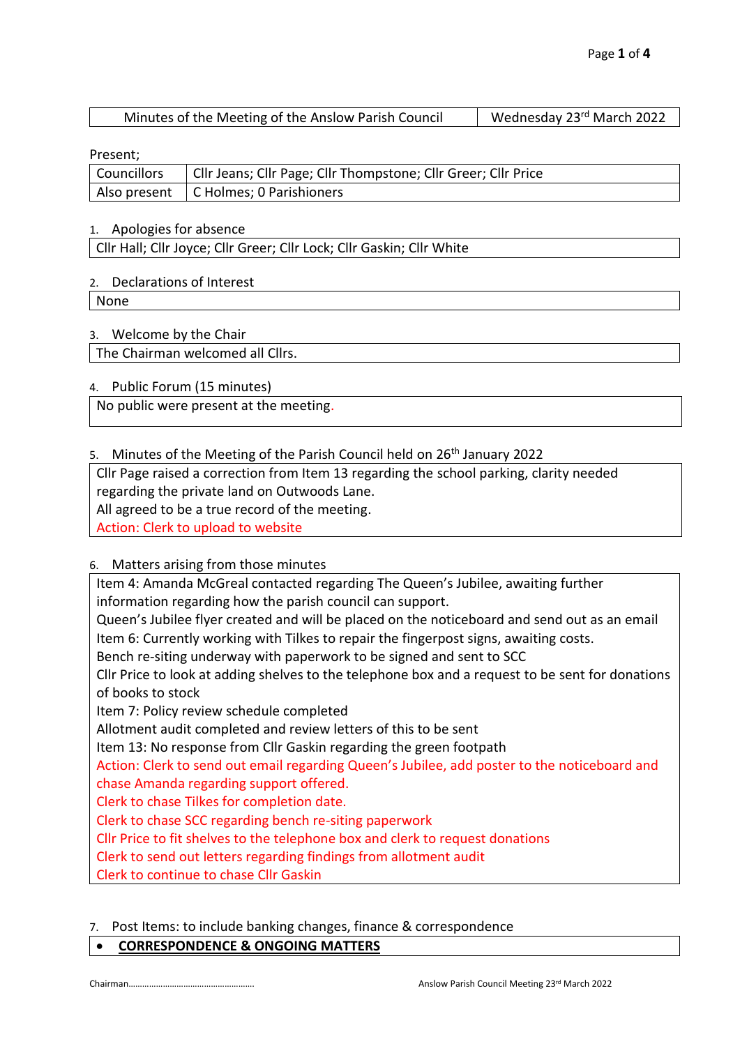| Minutes of the Meeting of the Anslow Parish Council | Wednesday 23rd March 2022 |
|---|---|

Present;

| Councillors | Cllr Jeans; Cllr Page; Cllr Thompstone; Cllr Greer; Cllr Price |
|---|---|
| Also present | C Holmes; 0 Parishioners |

1. Apologies for absence

Cllr Hall; Cllr Joyce; Cllr Greer; Cllr Lock; Cllr Gaskin; Cllr White

2. Declarations of Interest

None

3. Welcome by the Chair

The Chairman welcomed all Cllrs.

4. Public Forum (15 minutes)

No public were present at the meeting.

5. Minutes of the Meeting of the Parish Council held on 26th January 2022

Cllr Page raised a correction from Item 13 regarding the school parking, clarity needed regarding the private land on Outwoods Lane.
All agreed to be a true record of the meeting.
Action: Clerk to upload to website

6. Matters arising from those minutes

Item 4: Amanda McGreal contacted regarding The Queen's Jubilee, awaiting further information regarding how the parish council can support.
Queen's Jubilee flyer created and will be placed on the noticeboard and send out as an email
Item 6: Currently working with Tilkes to repair the fingerpost signs, awaiting costs.
Bench re-siting underway with paperwork to be signed and sent to SCC
Cllr Price to look at adding shelves to the telephone box and a request to be sent for donations of books to stock
Item 7: Policy review schedule completed
Allotment audit completed and review letters of this to be sent
Item 13: No response from Cllr Gaskin regarding the green footpath
Action: Clerk to send out email regarding Queen's Jubilee, add poster to the noticeboard and chase Amanda regarding support offered.
Clerk to chase Tilkes for completion date.
Clerk to chase SCC regarding bench re-siting paperwork
Cllr Price to fit shelves to the telephone box and clerk to request donations
Clerk to send out letters regarding findings from allotment audit
Clerk to continue to chase Cllr Gaskin

7. Post Items: to include banking changes, finance & correspondence

- **CORRESPONDENCE & ONGOING MATTERS**

Chairman……………………………………………… Anslow Parish Council Meeting 23rd March 2022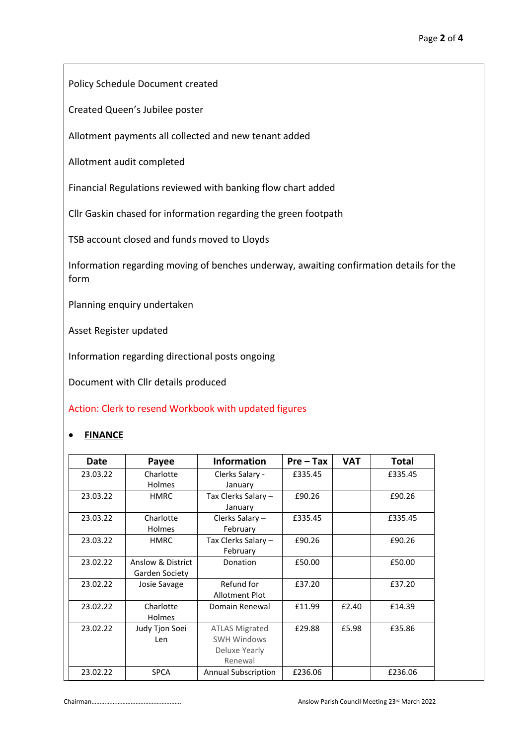Policy Schedule Document created

Created Queen's Jubilee poster

Allotment payments all collected and new tenant added

Allotment audit completed

Financial Regulations reviewed with banking flow chart added

Cllr Gaskin chased for information regarding the green footpath

TSB account closed and funds moved to Lloyds

Information regarding moving of benches underway, awaiting confirmation details for the form

Planning enquiry undertaken

Asset Register updated

Information regarding directional posts ongoing

Document with Cllr details produced

Action: Clerk to resend Workbook with updated figures

- **FINANCE**

| Date | Payee | Information | Pre – Tax | VAT | Total |
|---|---|---|---|---|---|
| 23.03.22 | Charlotte Holmes | Clerks Salary - January | £335.45 | | £335.45 |
| 23.03.22 | HMRC | Tax Clerks Salary – January | £90.26 | | £90.26 |
| 23.03.22 | Charlotte Holmes | Clerks Salary – February | £335.45 | | £335.45 |
| 23.03.22 | HMRC | Tax Clerks Salary – February | £90.26 | | £90.26 |
| 23.02.22 | Anslow & District Garden Society | Donation | £50.00 | | £50.00 |
| 23.02.22 | Josie Savage | Refund for Allotment Plot | £37.20 | | £37.20 |
| 23.02.22 | Charlotte Holmes | Domain Renewal | £11.99 | £2.40 | £14.39 |
| 23.02.22 | Judy Tjon Soei Len | ATLAS Migrated SWH Windows Deluxe Yearly Renewal | £29.88 | £5.98 | £35.86 |
| 23.02.22 | SPCA | Annual Subscription | £236.06 | | £236.06 |

Chairman………………………………………………

Anslow Parish Council Meeting 23rd March 2022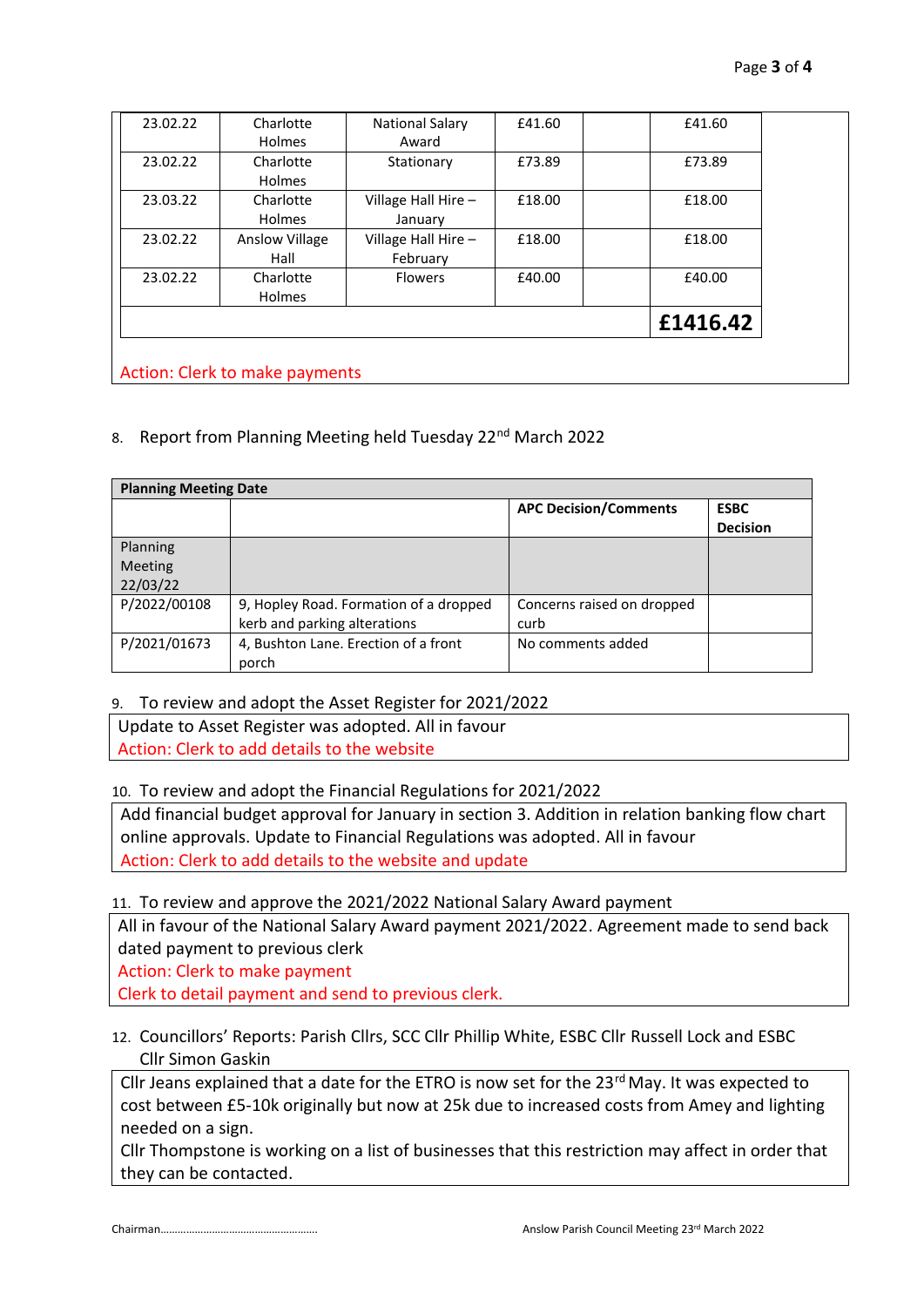| | | | | | |
|---|---|---|---|---|---|
| 23.02.22 | Charlotte Holmes | National Salary Award | £41.60 | | £41.60 |
| 23.02.22 | Charlotte Holmes | Stationary | £73.89 | | £73.89 |
| 23.03.22 | Charlotte Holmes | Village Hall Hire – January | £18.00 | | £18.00 |
| 23.02.22 | Anslow Village Hall | Village Hall Hire – February | £18.00 | | £18.00 |
| 23.02.22 | Charlotte Holmes | Flowers | £40.00 | | £40.00 |
| | | | | | **£1416.42** |

Action: Clerk to make payments

8. Report from Planning Meeting held Tuesday 22nd March 2022

| **Planning Meeting Date** | | | |
|---|---|---|---|
| | | **APC Decision/Comments** | **ESBC Decision** |
| Planning Meeting 22/03/22 | | | |
| P/2022/00108 | 9, Hopley Road. Formation of a dropped kerb and parking alterations | Concerns raised on dropped curb | |
| P/2021/01673 | 4, Bushton Lane. Erection of a front porch | No comments added | |

9. To review and adopt the Asset Register for 2021/2022

Update to Asset Register was adopted. All in favour
Action: Clerk to add details to the website

10. To review and adopt the Financial Regulations for 2021/2022

Add financial budget approval for January in section 3. Addition in relation banking flow chart online approvals. Update to Financial Regulations was adopted. All in favour
Action: Clerk to add details to the website and update

11. To review and approve the 2021/2022 National Salary Award payment

All in favour of the National Salary Award payment 2021/2022. Agreement made to send back dated payment to previous clerk
Action: Clerk to make payment
Clerk to detail payment and send to previous clerk.

12. Councillors' Reports: Parish Cllrs, SCC Cllr Phillip White, ESBC Cllr Russell Lock and ESBC Cllr Simon Gaskin

Cllr Jeans explained that a date for the ETRO is now set for the 23rd May. It was expected to cost between £5-10k originally but now at 25k due to increased costs from Amey and lighting needed on a sign.
Cllr Thompstone is working on a list of businesses that this restriction may affect in order that they can be contacted.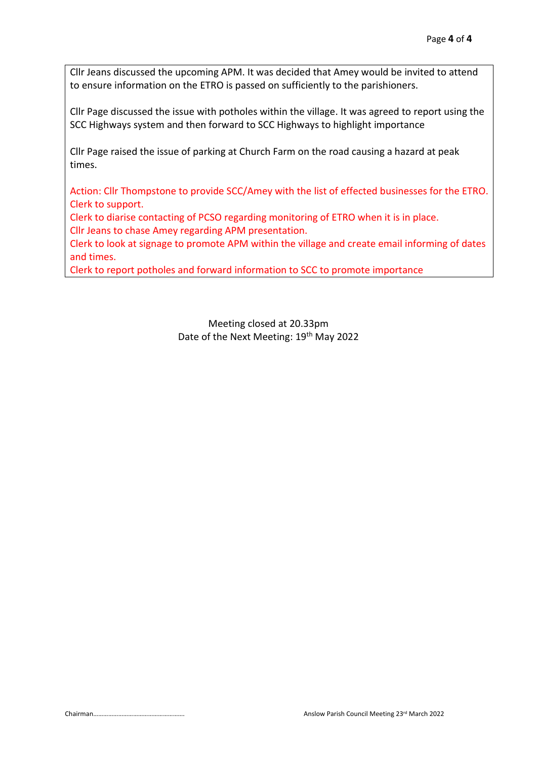Cllr Jeans discussed the upcoming APM. It was decided that Amey would be invited to attend to ensure information on the ETRO is passed on sufficiently to the parishioners.

Cllr Page discussed the issue with potholes within the village. It was agreed to report using the SCC Highways system and then forward to SCC Highways to highlight importance

Cllr Page raised the issue of parking at Church Farm on the road causing a hazard at peak times.

Action: Cllr Thompstone to provide SCC/Amey with the list of effected businesses for the ETRO. Clerk to support.
Clerk to diarise contacting of PCSO regarding monitoring of ETRO when it is in place.
Cllr Jeans to chase Amey regarding APM presentation.
Clerk to look at signage to promote APM within the village and create email informing of dates and times.
Clerk to report potholes and forward information to SCC to promote importance

Meeting closed at 20.33pm
Date of the Next Meeting: 19th May 2022

Chairman………………………………………………